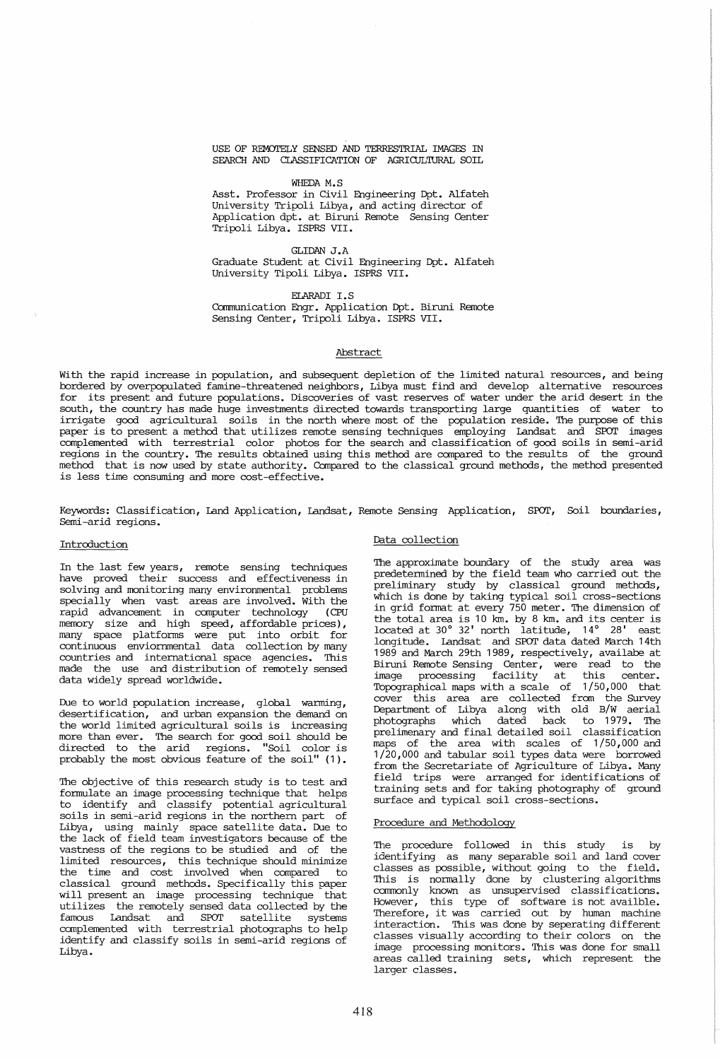# USE OF REMOTELY SENSED AND TERRESTRIAL IMAGES IN SEARCH AND CLASSIFICATION OF AGRICULTURAL SOIL

WHEDA M.S
Asst. Professor in Civil Engineering Dpt. Alfateh University Tripoli Libya, and acting director of Application dpt. at Biruni Remote Sensing Center Tripoli Libya. ISPRS VII.

GLIDAN J.A
Graduate Student at Civil Engineering Dpt. Alfateh University Tipoli Libya. ISPRS VII.

ELARADI I.S
Communication Engr. Application Dpt. Biruni Remote Sensing Center, Tripoli Libya. ISPRS VII.

## Abstract

With the rapid increase in population, and subsequent depletion of the limited natural resources, and being bordered by overpopulated famine-threatened neighbors, Libya must find and develop alternative resources for its present and future populations. Discoveries of vast reserves of water under the arid desert in the south, the country has made huge investments directed towards transporting large quantities of water to irrigate good agricultural soils in the north where most of the population reside. The purpose of this paper is to present a method that utilizes remote sensing techniques employing Landsat and SPOT images complemented with terrestrial color photos for the search and classification of good soils in semi-arid regions in the country. The results obtained using this method are compared to the results of the ground method that is now used by state authority. Compared to the classical ground methods, the method presented is less time consuming and more cost-effective.

Keywords: Classification, Land Application, Landsat, Remote Sensing Application, SPOT, Soil boundaries, Semi-arid regions.

## Introduction

In the last few years, remote sensing techniques have proved their success and effectiveness in solving and monitoring many environmental problems specially when vast areas are involved. With the rapid advancement in computer technology (CPU memory size and high speed, affordable prices), many space platforms were put into orbit for continuous enviornmental data collection by many countries and international space agencies. This made the use and distribution of remotely sensed data widely spread worldwide.

Due to world population increase, global warming, desertification, and urban expansion the demand on the world limited agricultural soils is increasing more than ever. The search for good soil should be directed to the arid regions. "Soil color is probably the most obvious feature of the soil" (1).

The objective of this research study is to test and formulate an image processing technique that helps to identify and classify potential agricultural soils in semi-arid regions in the northern part of Libya, using mainly space satellite data. Due to the lack of field team investigators because of the vastness of the regions to be studied and of the limited resources, this technique should minimize the time and cost involved when compared to classical ground methods. Specifically this paper will present an image processing technique that utilizes the remotely sensed data collected by the famous Landsat and SPOT satellite systems complemented with terrestrial photographs to help identify and classify soils in semi-arid regions of Libya.

## Data collection

The approximate boundary of the study area was predetermined by the field team who carried out the preliminary study by classical ground methods, which is done by taking typical soil cross-sections in grid format at every 750 meter. The dimension of the total area is 10 km. by 8 km. and its center is located at 30° 32' north latitude, 14° 28' east longitude. Landsat and SPOT data dated March 14th 1989 and March 29th 1989, respectively, availabe at Biruni Remote Sensing Center, were read to the image processing facility at this center. Topographical maps with a scale of 1/50,000 that cover this area are collected from the Survey Department of Libya along with old B/W aerial photographs which dated back to 1979. The preliminary and final detailed soil classification maps of the area with scales of 1/50,000 and 1/20,000 and tabular soil types data were borrowed from the Secretariate of Agriculture of Libya. Many field trips were arranged for identifications of training sets and for taking photography of ground surface and typical soil cross-sections.

## Procedure and Methodology

The procedure followed in this study is by identifying as many separable soil and land cover classes as possible, without going to the field. This is normally done by clustering algorithms commonly known as unsupervised classifications. However, this type of software is not availble. Therefore, it was carried out by human machine interaction. This was done by seperating different classes visually according to their colors on the image processing monitors. This was done for small areas called training sets, which represent the larger classes.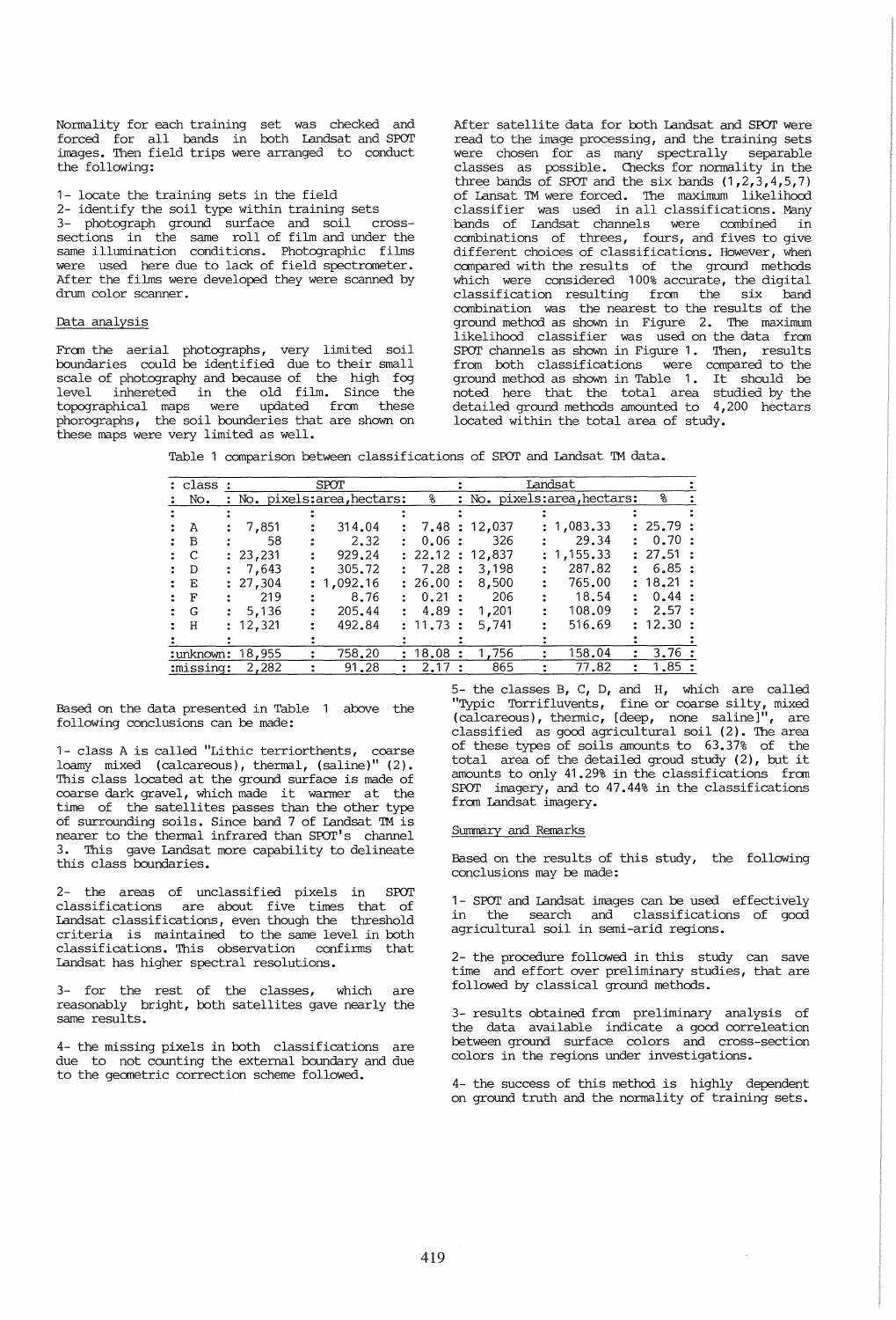Normality for each training set was checked and forced for all bands in both Landsat and SPOT images. Then field trips were arranged to conduct the following:

1- locate the training sets in the field
2- identify the soil type within training sets
3- photograph ground surface and soil cross-sections in the same roll of film and under the same illumination conditions. Photographic films were used here due to lack of field spectrometer. After the films were developed they were scanned by drum color scanner.

Data analysis

From the aerial photographs, very limited soil boundaries could be identified due to their small scale of photography and because of the high fog level inhereted in the old film. Since the topographical maps were updated from these phorographs, the soil bounderies that are shown on these maps were very limited as well.

After satellite data for both Landsat and SPOT were read to the image processing, and the training sets were chosen for as many spectrally separable classes as possible. Checks for normality in the three bands of SPOT and the six bands (1,2,3,4,5,7) of Lansat TM were forced. The maximum likelihood classifier was used in all classifications. Many bands of Landsat channels were combined in combinations of threes, fours, and fives to give different choices of classifications. However, when compared with the results of the ground methods which were considered 100% accurate, the digital classification resulting from the six band combination was the nearest to the results of the ground method as shown in Figure 2. The maximum likelihood classifier was used on the data from SPOT channels as shown in Figure 1. Then, results from both classifications were compared to the ground method as shown in Table 1. It should be noted here that the total area studied by the detailed ground methods amounted to 4,200 hectars located within the total area of study.

Table 1 comparison between classifications of SPOT and Landsat TM data.

| class No. | SPOT No. pixels | SPOT area, hectars | SPOT % | Landsat No. pixels | Landsat area, hectars | Landsat % |
|---|---|---|---|---|---|---|
| A | 7,851 | 314.04 | 7.48 | 12,037 | 1,083.33 | 25.79 |
| B | 58 | 2.32 | 0.06 | 326 | 29.34 | 0.70 |
| C | 23,231 | 929.24 | 22.12 | 12,837 | 1,155.33 | 27.51 |
| D | 7,643 | 305.72 | 7.28 | 3,198 | 287.82 | 6.85 |
| E | 27,304 | 1,092.16 | 26.00 | 8,500 | 765.00 | 18.21 |
| F | 219 | 8.76 | 0.21 | 206 | 18.54 | 0.44 |
| G | 5,136 | 205.44 | 4.89 | 1,201 | 108.09 | 2.57 |
| H | 12,321 | 492.84 | 11.73 | 5,741 | 516.69 | 12.30 |
| unknown | 18,955 | 758.20 | 18.08 | 1,756 | 158.04 | 3.76 |
| missing | 2,282 | 91.28 | 2.17 | 865 | 77.82 | 1.85 |

Based on the data presented in Table 1 above the following conclusions can be made:

1- class A is called "Lithic terriorthents, coarse loamy mixed (calcareous), thermal, (saline)" (2). This class located at the ground surface is made of coarse dark gravel, which made it warmer at the time of the satellites passes than the other type of surrounding soils. Since band 7 of Landsat TM is nearer to the thermal infrared than SPOT's channel 3. This gave Landsat more capability to delineate this class boundaries.

2- the areas of unclassified pixels in SPOT classifications are about five times that of Landsat classifications, even though the threshold criteria is maintained to the same level in both classifications. This observation confirms that Landsat has higher spectral resolutions.

3- for the rest of the classes, which are reasonably bright, both satellites gave nearly the same results.

4- the missing pixels in both classifications are due to not counting the external boundary and due to the geometric correction scheme followed.

5- the classes B, C, D, and H, which are called "Typic Torrifluvents, fine or coarse silty, mixed (calcareous), thermic, [deep, none saline]", are classified as good agricultural soil (2). The area of these types of soils amounts to 63.37% of the total area of the detailed groud study (2), but it amounts to only 41.29% in the classifications from SPOT imagery, and to 47.44% in the classifications from Landsat imagery.

Summary and Remarks

Based on the results of this study, the following conclusions may be made:

1- SPOT and Landsat images can be used effectively in the search and classifications of good agricultural soil in semi-arid regions.

2- the procedure followed in this study can save time and effort over preliminary studies, that are followed by classical ground methods.

3- results obtained from preliminary analysis of the data available indicate a good correleation between ground surface colors and cross-section colors in the regions under investigations.

4- the success of this method is highly dependent on ground truth and the normality of training sets.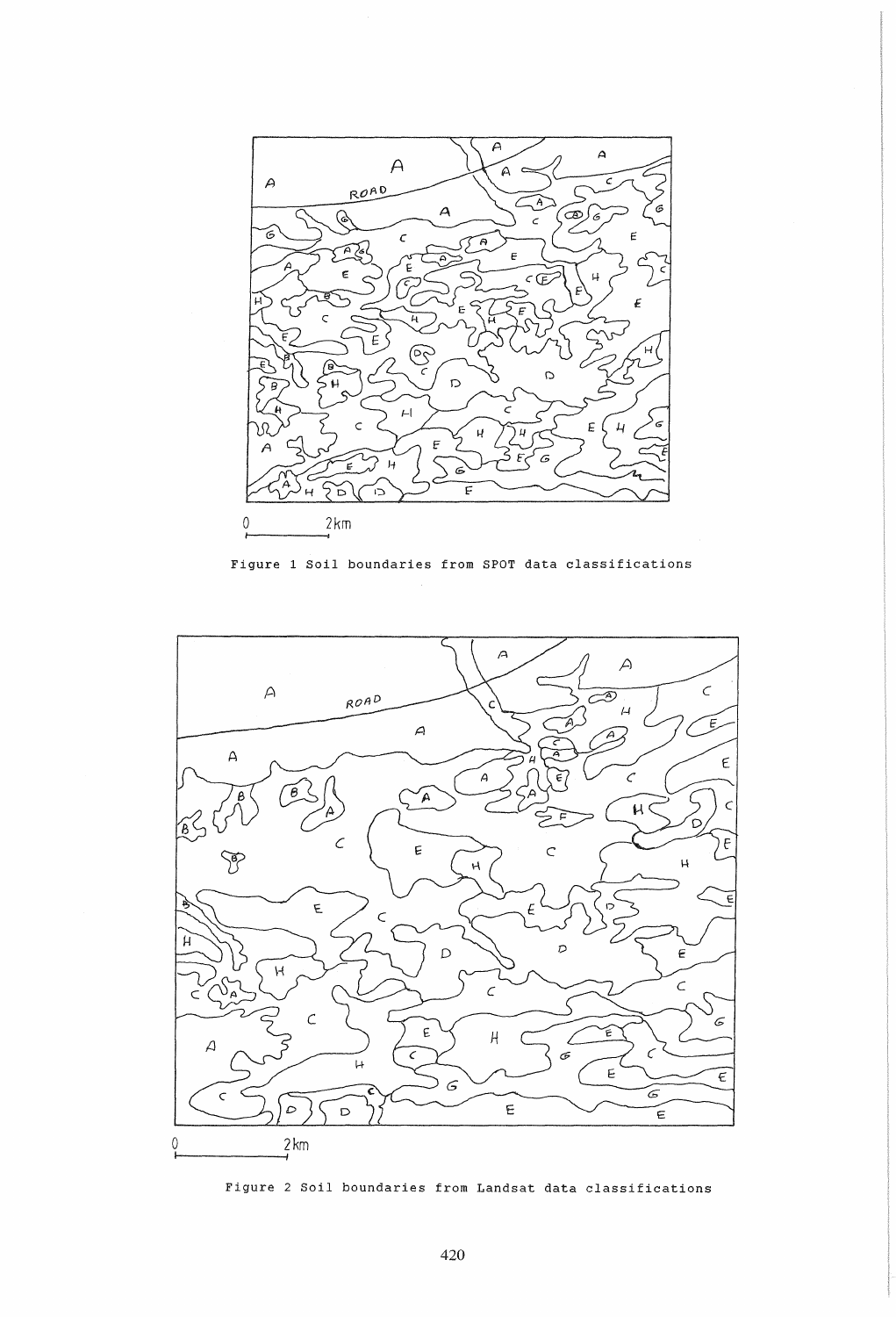Figure 1 Soil boundaries from SPOT data classifications

Figure 2 Soil boundaries from Landsat data classifications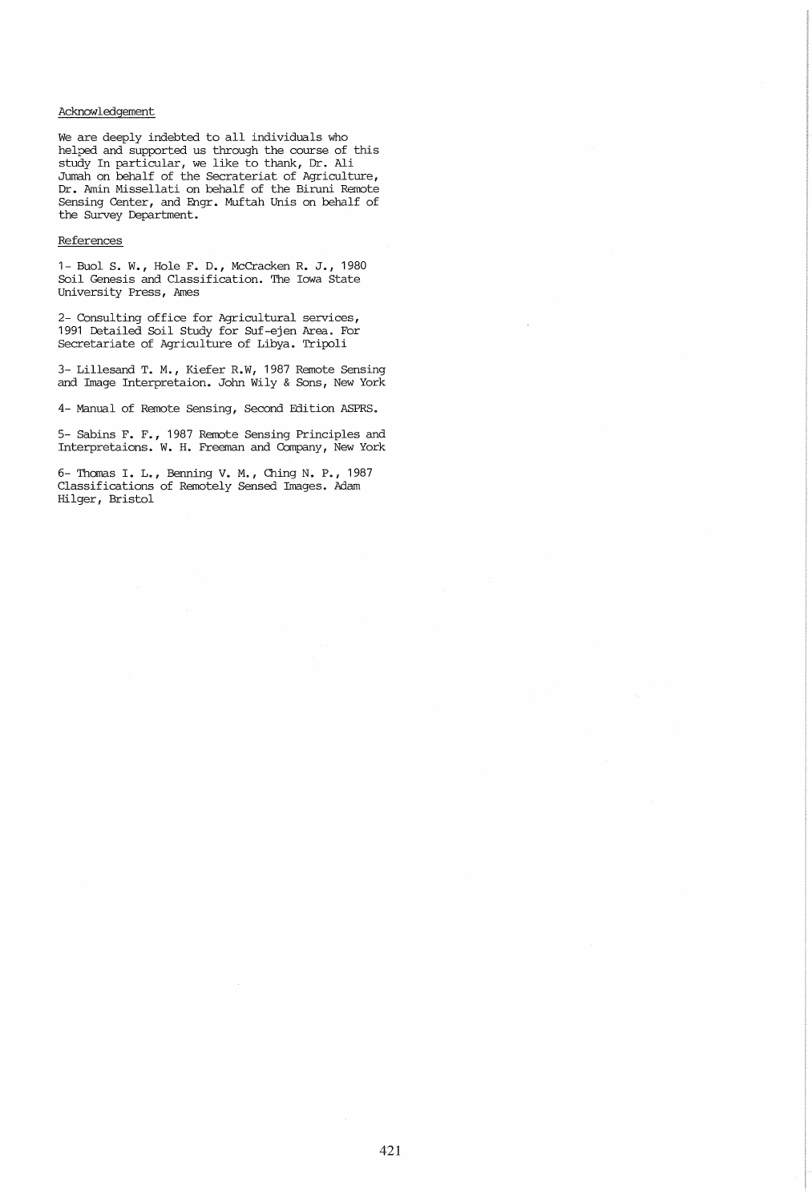## Acknowledgement

We are deeply indebted to all individuals who helped and supported us through the course of this study In particular, we like to thank, Dr. Ali Jumah on behalf of the Secrateriat of Agriculture, Dr. Amin Missellati on behalf of the Biruni Remote Sensing Center, and Engr. Muftah Unis on behalf of the Survey Department.

## References

1- Buol S. W., Hole F. D., McCracken R. J., 1980 Soil Genesis and Classification. The Iowa State University Press, Ames

2- Consulting office for Agricultural services, 1991 Detailed Soil Study for Suf-ejen Area. For Secretariate of Agriculture of Libya. Tripoli

3- Lillesand T. M., Kiefer R.W, 1987 Remote Sensing and Image Interpretaion. John Wily & Sons, New York

4- Manual of Remote Sensing, Second Edition ASPRS.

5- Sabins F. F., 1987 Remote Sensing Principles and Interpretaions. W. H. Freeman and Company, New York

6- Thomas I. L., Benning V. M., Ching N. P., 1987 Classifications of Remotely Sensed Images. Adam Hilger, Bristol